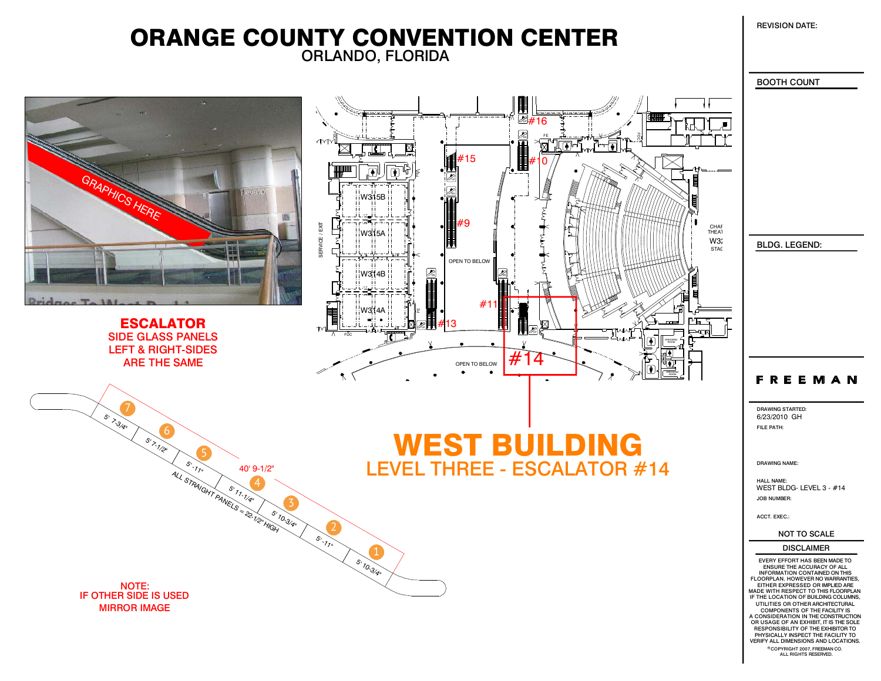# ORANGE COUNTY CONVENTION CENTER

ORLANDO, FLORIDA

GRAPHICS HERE

**ESCALATOR**

SIDE GLASS PANELS
LEFT & RIGHT-SIDES
ARE THE SAME

| Panel | Width |
|---|---|
| 7 | 5' 7-3/4" |
| 6 | 5' 7-1/2" |
| 5 | 5' -11" |
| 4 | 5' 11-1/4" |
| 3 | 5' 10-3/4" |
| 2 | 5' -11" |
| 1 | 5' 10-3/4" |

40' 9-1/2"

ALL STRAIGHT PANELS = 22-1/2" HIGH

NOTE:
IF OTHER SIDE IS USED
MIRROR IMAGE

W315B, W315A, W314B, W314A

SERVICE / EXIT

OPEN TO BELOW

#16, #15, #10, #9, #11, #13, #14

# WEST BUILDING

## LEVEL THREE - ESCALATOR #14

REVISION DATE:

BOOTH COUNT

BLDG. LEGEND:

**FREEMAN**

DRAWING STARTED:
6/23/2010 GH

FILE PATH:

DRAWING NAME:

HALL NAME:
WEST BLDG- LEVEL 3 - #14

JOB NUMBER:

ACCT. EXEC.:

NOT TO SCALE

DISCLAIMER

EVERY EFFORT HAS BEEN MADE TO ENSURE THE ACCURACY OF ALL INFORMATION CONTAINED ON THIS FLOORPLAN. HOWEVER NO WARRANTIES, EITHER EXPRESSED OR IMPLIED ARE MADE WITH RESPECT TO THIS FLOORPLAN IF THE LOCATION OF BUILDING COLUMNS, UTILITIES OR OTHER ARCHITECTURAL COMPONENTS OF THE FACILITY IS A CONSIDERATION IN THE CONSTRUCTION OR USAGE OF AN EXHIBIT, IT IS THE SOLE RESPONSIBILITY OF THE EXHIBITOR TO PHYSICALLY INSPECT THE FACILITY TO VERIFY ALL DIMENSIONS AND LOCATIONS.

© COPYRIGHT 2007, FREEMAN CO.
ALL RIGHTS RESERVED.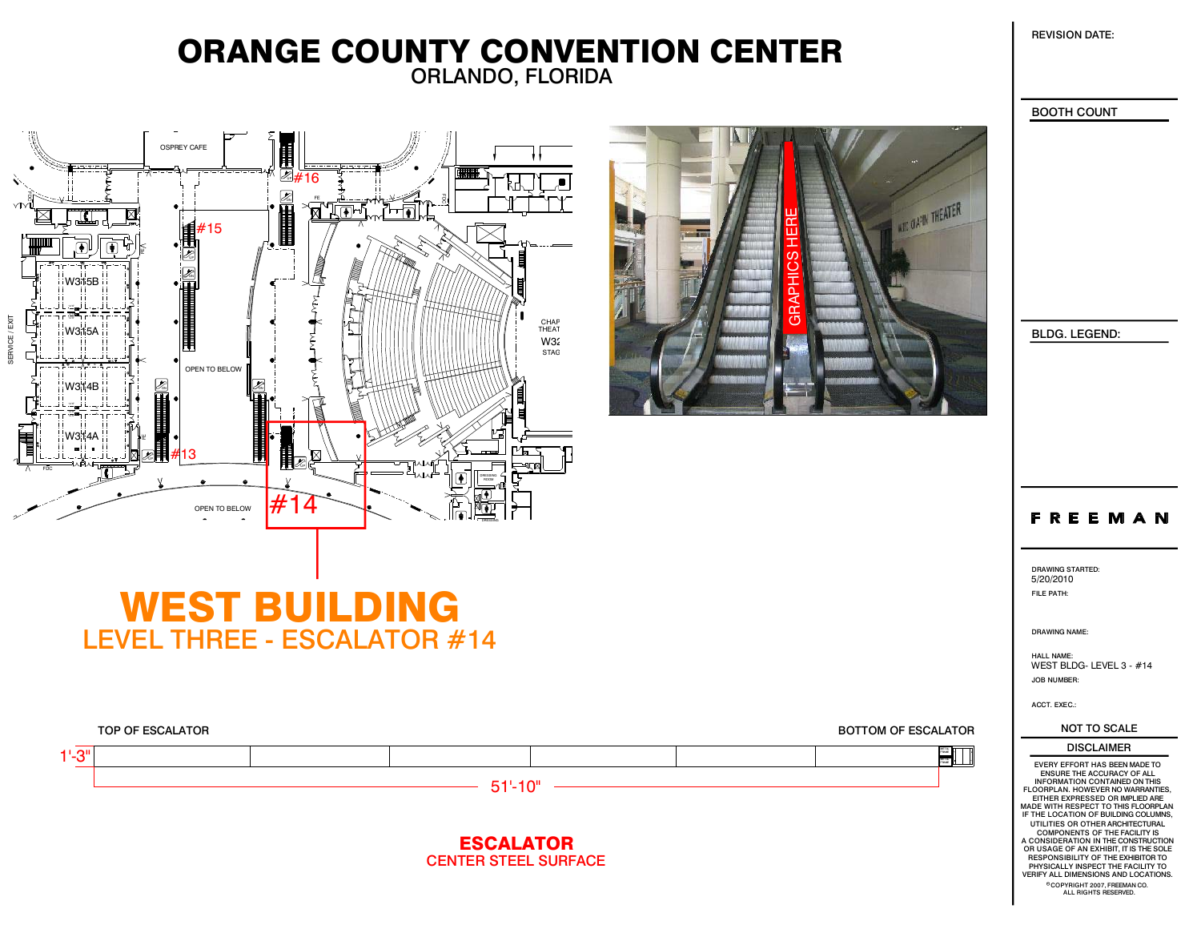# ORANGE COUNTY CONVENTION CENTER
ORLANDO, FLORIDA

OSPREY CAFE

#16

#15

W315B

W315A

W314B

W314A

SERVICE / EXIT

OPEN TO BELOW

#13

#14

OPEN TO BELOW

CHAP THEAT W32 STAG

GRAPHICS HERE

## WEST BUILDING
LEVEL THREE - ESCALATOR #14

TOP OF ESCALATOR

BOTTOM OF ESCALATOR

1'-3"

51'-10"

**ESCALATOR**
CENTER STEEL SURFACE

REVISION DATE:

BOOTH COUNT

BLDG. LEGEND:

FREEMAN

DRAWING STARTED:
5/20/2010

FILE PATH:

DRAWING NAME:

HALL NAME:
WEST BLDG- LEVEL 3 - #14

JOB NUMBER:

ACCT. EXEC.:

NOT TO SCALE

DISCLAIMER

EVERY EFFORT HAS BEEN MADE TO ENSURE THE ACCURACY OF ALL INFORMATION CONTAINED ON THIS FLOORPLAN. HOWEVER NO WARRANTIES, EITHER EXPRESSED OR IMPLIED ARE MADE WITH RESPECT TO THIS FLOORPLAN. IF THE LOCATION OF BUILDING COLUMNS, UTILITIES OR OTHER ARCHITECTURAL COMPONENTS OF THE FACILITY IS A CONSIDERATION IN THE CONSTRUCTION OR USAGE OF AN EXHIBIT, IT IS THE SOLE RESPONSIBILITY OF THE EXHIBITOR TO PHYSICALLY INSPECT THE FACILITY TO VERIFY ALL DIMENSIONS AND LOCATIONS.

© COPYRIGHT 2007, FREEMAN CO. ALL RIGHTS RESERVED.